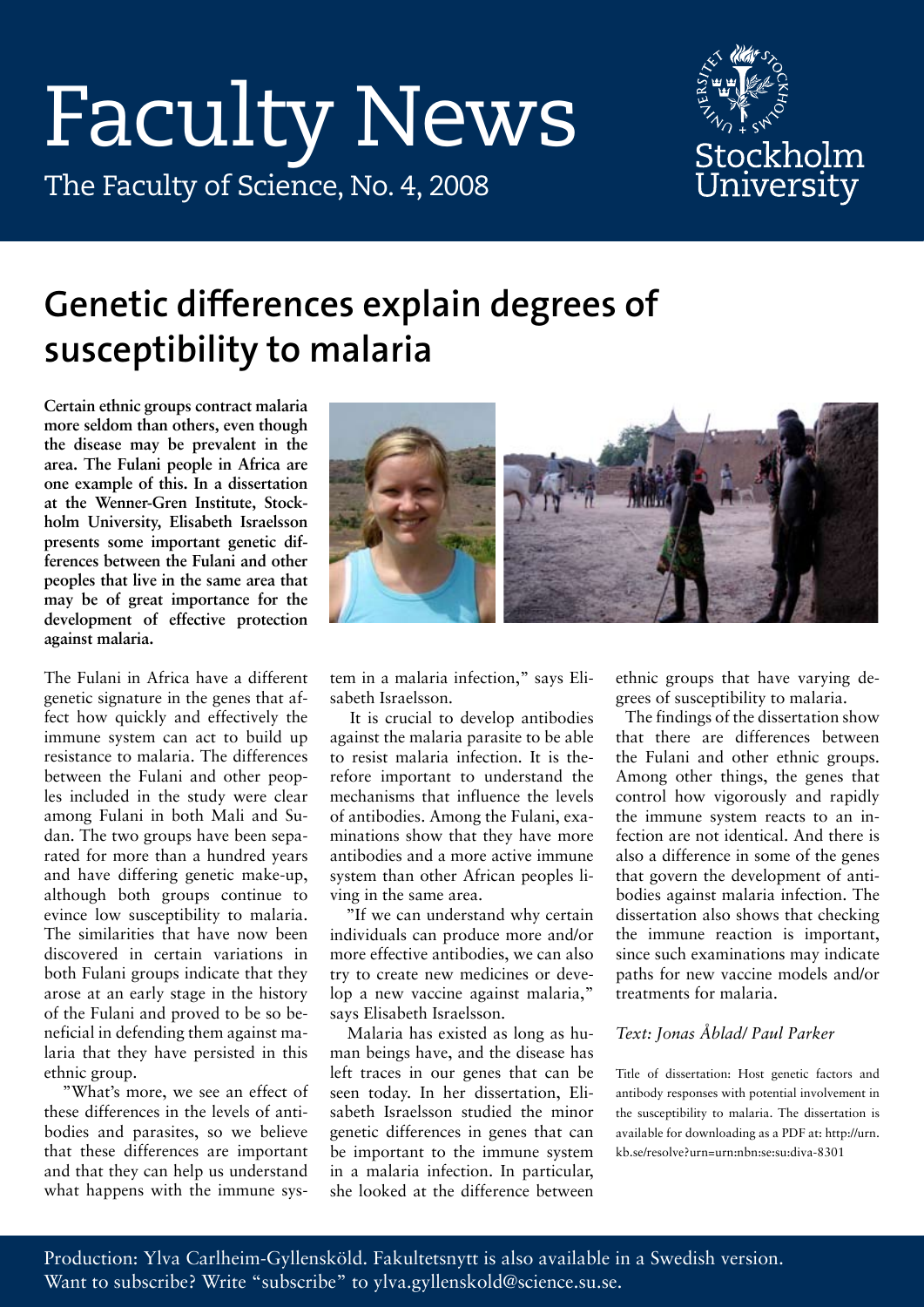# Faculty News

The Faculty of Science, No. 4, 2008

Stockholm University

## Genetic differences explain degrees of susceptibility to malaria

**Certain ethnic groups contract malaria more seldom than others, even though the disease may be prevalent in the area. The Fulani people in Africa are one example of this. In a dissertation at the Wenner-Gren Institute, Stockholm University, Elisabeth Israelsson presents some important genetic differences between the Fulani and other peoples that live in the same area that may be of great importance for the development of effective protection against malaria.**

The Fulani in Africa have a different genetic signature in the genes that affect how quickly and effectively the immune system can act to build up resistance to malaria. The differences between the Fulani and other peoples included in the study were clear among Fulani in both Mali and Sudan. The two groups have been separated for more than a hundred years and have differing genetic make-up, although both groups continue to evince low susceptibility to malaria. The similarities that have now been discovered in certain variations in both Fulani groups indicate that they arose at an early stage in the history of the Fulani and proved to be so beneficial in defending them against malaria that they have persisted in this ethnic group.

"What's more, we see an effect of these differences in the levels of antibodies and parasites, so we believe that these differences are important and that they can help us understand what happens with the immune system in a malaria infection," says Elisabeth Israelsson.

It is crucial to develop antibodies against the malaria parasite to be able to resist malaria infection. It is therefore important to understand the mechanisms that influence the levels of antibodies. Among the Fulani, examinations show that they have more antibodies and a more active immune system than other African peoples living in the same area.

"If we can understand why certain individuals can produce more and/or more effective antibodies, we can also try to create new medicines or develop a new vaccine against malaria," says Elisabeth Israelsson.

Malaria has existed as long as human beings have, and the disease has left traces in our genes that can be seen today. In her dissertation, Elisabeth Israelsson studied the minor genetic differences in genes that can be important to the immune system in a malaria infection. In particular, she looked at the difference between ethnic groups that have varying degrees of susceptibility to malaria.

The findings of the dissertation show that there are differences between the Fulani and other ethnic groups. Among other things, the genes that control how vigorously and rapidly the immune system reacts to an infection are not identical. And there is also a difference in some of the genes that govern the development of antibodies against malaria infection. The dissertation also shows that checking the immune reaction is important, since such examinations may indicate paths for new vaccine models and/or treatments for malaria.

*Text: Jonas Åblad/ Paul Parker*

Title of dissertation: Host genetic factors and antibody responses with potential involvement in the susceptibility to malaria. The dissertation is available for downloading as a PDF at: http://urn.kb.se/resolve?urn=urn:nbn:se:su:diva-8301

Production: Ylva Carlheim-Gyllensköld. Fakultetsnytt is also available in a Swedish version. Want to subscribe? Write "subscribe" to ylva.gyllenskold@science.su.se.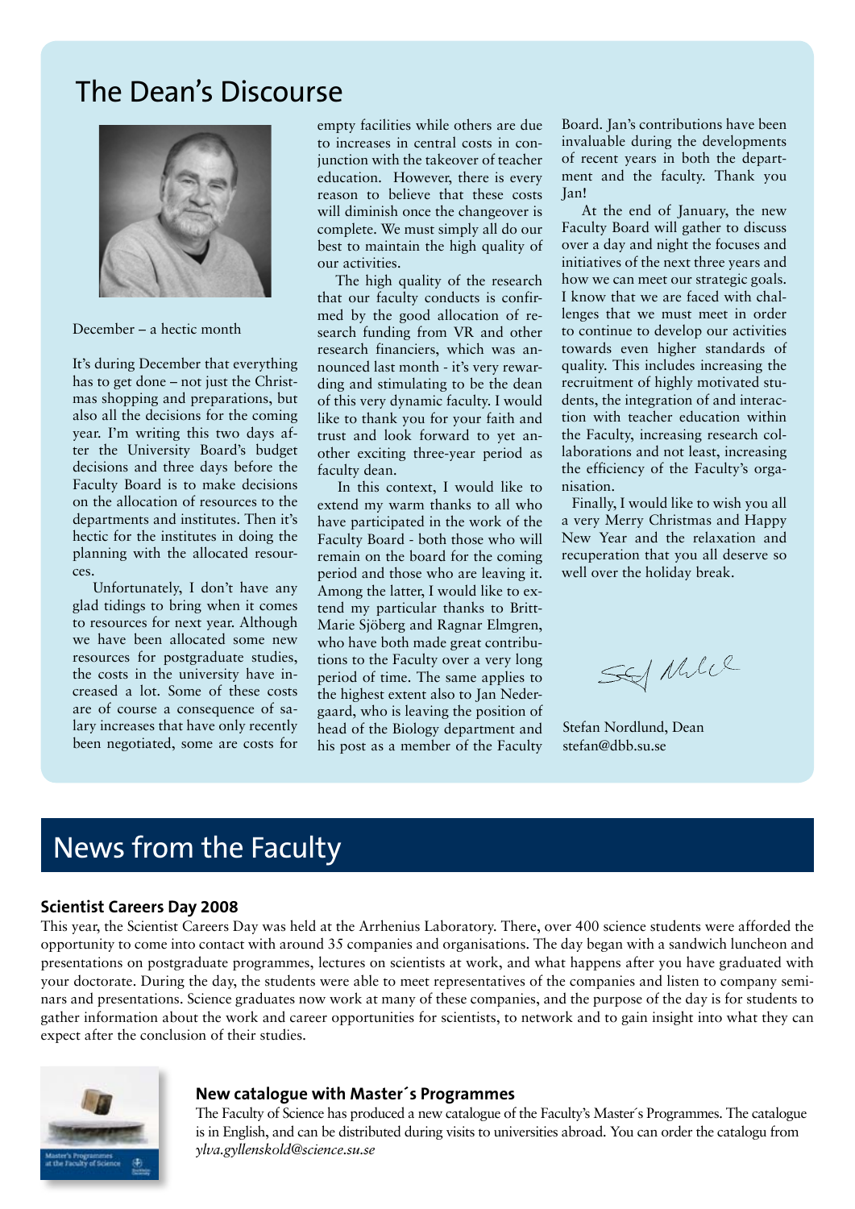# The Dean's Discourse

December – a hectic month

It's during December that everything has to get done – not just the Christmas shopping and preparations, but also all the decisions for the coming year. I'm writing this two days after the University Board's budget decisions and three days before the Faculty Board is to make decisions on the allocation of resources to the departments and institutes. Then it's hectic for the institutes in doing the planning with the allocated resources.

Unfortunately, I don't have any glad tidings to bring when it comes to resources for next year. Although we have been allocated some new resources for postgraduate studies, the costs in the university have increased a lot. Some of these costs are of course a consequence of salary increases that have only recently been negotiated, some are costs for empty facilities while others are due to increases in central costs in conjunction with the takeover of teacher education. However, there is every reason to believe that these costs will diminish once the changeover is complete. We must simply all do our best to maintain the high quality of our activities.

The high quality of the research that our faculty conducts is confirmed by the good allocation of research funding from VR and other research financiers, which was announced last month - it's very rewarding and stimulating to be the dean of this very dynamic faculty. I would like to thank you for your faith and trust and look forward to yet another exciting three-year period as faculty dean.

In this context, I would like to extend my warm thanks to all who have participated in the work of the Faculty Board - both those who will remain on the board for the coming period and those who are leaving it. Among the latter, I would like to extend my particular thanks to Britt-Marie Sjöberg and Ragnar Elmgren, who have both made great contributions to the Faculty over a very long period of time. The same applies to the highest extent also to Jan Nedergaard, who is leaving the position of head of the Biology department and his post as a member of the Faculty Board. Jan's contributions have been invaluable during the developments of recent years in both the department and the faculty. Thank you Jan!

At the end of January, the new Faculty Board will gather to discuss over a day and night the focuses and initiatives of the next three years and how we can meet our strategic goals. I know that we are faced with challenges that we must meet in order to continue to develop our activities towards even higher standards of quality. This includes increasing the recruitment of highly motivated students, the integration of and interaction with teacher education within the Faculty, increasing research collaborations and not least, increasing the efficiency of the Faculty's organisation.

Finally, I would like to wish you all a very Merry Christmas and Happy New Year and the relaxation and recuperation that you all deserve so well over the holiday break.

Stefan Nordlund, Dean
stefan@dbb.su.se

# News from the Faculty

### Scientist Careers Day 2008

This year, the Scientist Careers Day was held at the Arrhenius Laboratory. There, over 400 science students were afforded the opportunity to come into contact with around 35 companies and organisations. The day began with a sandwich luncheon and presentations on postgraduate programmes, lectures on scientists at work, and what happens after you have graduated with your doctorate. During the day, the students were able to meet representatives of the companies and listen to company seminars and presentations. Science graduates now work at many of these companies, and the purpose of the day is for students to gather information about the work and career opportunities for scientists, to network and to gain insight into what they can expect after the conclusion of their studies.

### New catalogue with Master´s Programmes

The Faculty of Science has produced a new catalogue of the Faculty's Master´s Programmes. The catalogue is in English, and can be distributed during visits to universities abroad. You can order the catalogu from *ylva.gyllenskold@science.su.se*